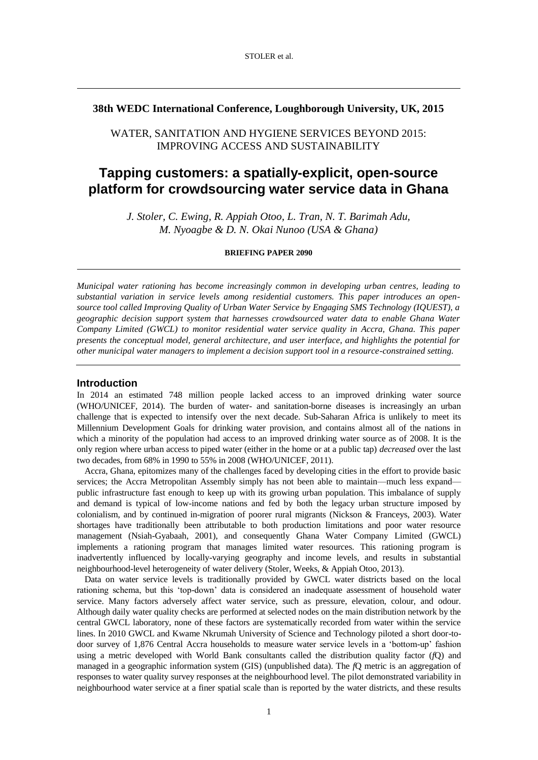**38th WEDC International Conference, Loughborough University, UK, 2015**

WATER, SANITATION AND HYGIENE SERVICES BEYOND 2015: IMPROVING ACCESS AND SUSTAINABILITY

# Tapping customers: a spatially-explicit, open-source platform for crowdsourcing water service data in Ghana

*J. Stoler, C. Ewing, R. Appiah Otoo, L. Tran, N. T. Barimah Adu, M. Nyoagbe & D. N. Okai Nunoo (USA & Ghana)*

**BRIEFING PAPER 2090**

*Municipal water rationing has become increasingly common in developing urban centres, leading to substantial variation in service levels among residential customers. This paper introduces an open-source tool called Improving Quality of Urban Water Service by Engaging SMS Technology (IQUEST), a geographic decision support system that harnesses crowdsourced water data to enable Ghana Water Company Limited (GWCL) to monitor residential water service quality in Accra, Ghana. This paper presents the conceptual model, general architecture, and user interface, and highlights the potential for other municipal water managers to implement a decision support tool in a resource-constrained setting.*

## Introduction

In 2014 an estimated 748 million people lacked access to an improved drinking water source (WHO/UNICEF, 2014). The burden of water- and sanitation-borne diseases is increasingly an urban challenge that is expected to intensify over the next decade. Sub-Saharan Africa is unlikely to meet its Millennium Development Goals for drinking water provision, and contains almost all of the nations in which a minority of the population had access to an improved drinking water source as of 2008. It is the only region where urban access to piped water (either in the home or at a public tap) *decreased* over the last two decades, from 68% in 1990 to 55% in 2008 (WHO/UNICEF, 2011).

Accra, Ghana, epitomizes many of the challenges faced by developing cities in the effort to provide basic services; the Accra Metropolitan Assembly simply has not been able to maintain—much less expand—public infrastructure fast enough to keep up with its growing urban population. This imbalance of supply and demand is typical of low-income nations and fed by both the legacy urban structure imposed by colonialism, and by continued in-migration of poorer rural migrants (Nickson & Franceys, 2003). Water shortages have traditionally been attributable to both production limitations and poor water resource management (Nsiah-Gyabaah, 2001), and consequently Ghana Water Company Limited (GWCL) implements a rationing program that manages limited water resources. This rationing program is inadvertently influenced by locally-varying geography and income levels, and results in substantial neighbourhood-level heterogeneity of water delivery (Stoler, Weeks, & Appiah Otoo, 2013).

Data on water service levels is traditionally provided by GWCL water districts based on the local rationing schema, but this 'top-down' data is considered an inadequate assessment of household water service. Many factors adversely affect water service, such as pressure, elevation, colour, and odour. Although daily water quality checks are performed at selected nodes on the main distribution network by the central GWCL laboratory, none of these factors are systematically recorded from water within the service lines. In 2010 GWCL and Kwame Nkrumah University of Science and Technology piloted a short door-to-door survey of 1,876 Central Accra households to measure water service levels in a 'bottom-up' fashion using a metric developed with World Bank consultants called the distribution quality factor (*f*Q) and managed in a geographic information system (GIS) (unpublished data). The *f*Q metric is an aggregation of responses to water quality survey responses at the neighbourhood level. The pilot demonstrated variability in neighbourhood water service at a finer spatial scale than is reported by the water districts, and these results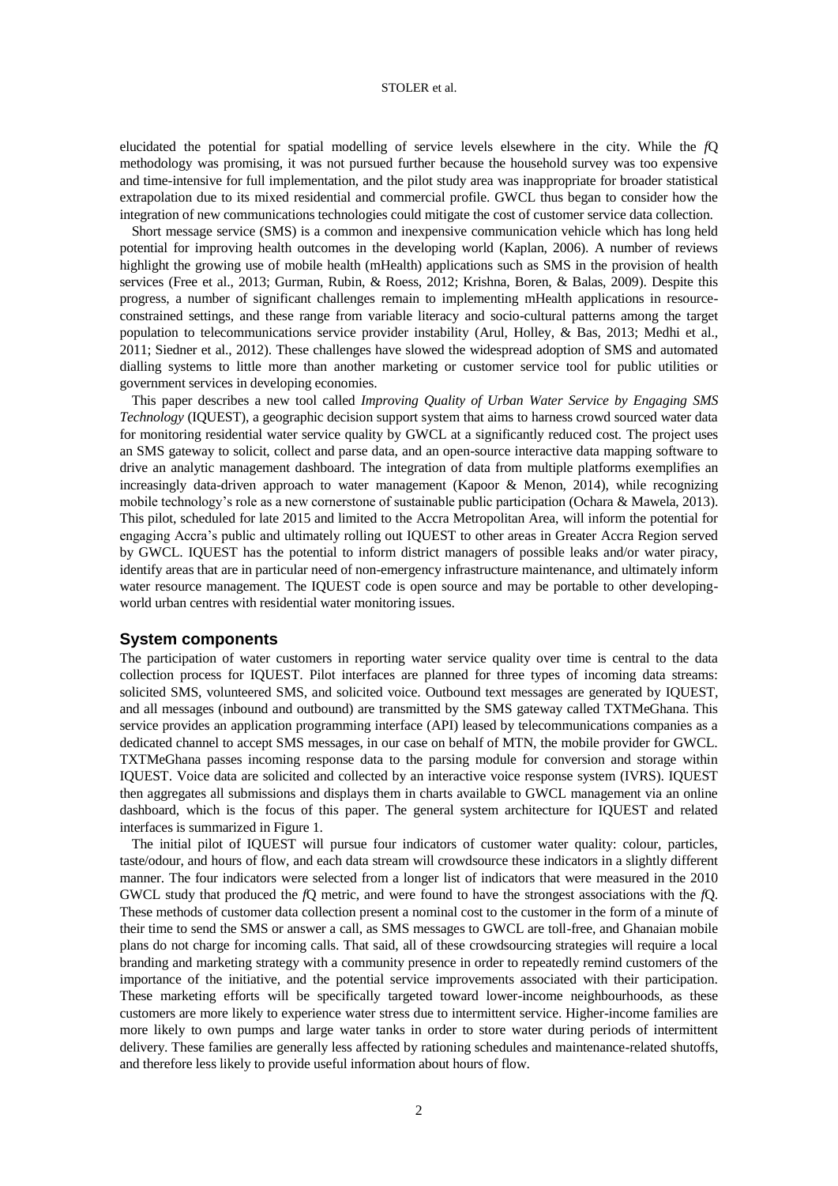elucidated the potential for spatial modelling of service levels elsewhere in the city. While the *f*Q methodology was promising, it was not pursued further because the household survey was too expensive and time-intensive for full implementation, and the pilot study area was inappropriate for broader statistical extrapolation due to its mixed residential and commercial profile. GWCL thus began to consider how the integration of new communications technologies could mitigate the cost of customer service data collection.

Short message service (SMS) is a common and inexpensive communication vehicle which has long held potential for improving health outcomes in the developing world (Kaplan, 2006). A number of reviews highlight the growing use of mobile health (mHealth) applications such as SMS in the provision of health services (Free et al., 2013; Gurman, Rubin, & Roess, 2012; Krishna, Boren, & Balas, 2009). Despite this progress, a number of significant challenges remain to implementing mHealth applications in resource-constrained settings, and these range from variable literacy and socio-cultural patterns among the target population to telecommunications service provider instability (Arul, Holley, & Bas, 2013; Medhi et al., 2011; Siedner et al., 2012). These challenges have slowed the widespread adoption of SMS and automated dialling systems to little more than another marketing or customer service tool for public utilities or government services in developing economies.

This paper describes a new tool called *Improving Quality of Urban Water Service by Engaging SMS Technology* (IQUEST), a geographic decision support system that aims to harness crowd sourced water data for monitoring residential water service quality by GWCL at a significantly reduced cost. The project uses an SMS gateway to solicit, collect and parse data, and an open-source interactive data mapping software to drive an analytic management dashboard. The integration of data from multiple platforms exemplifies an increasingly data-driven approach to water management (Kapoor & Menon, 2014), while recognizing mobile technology's role as a new cornerstone of sustainable public participation (Ochara & Mawela, 2013). This pilot, scheduled for late 2015 and limited to the Accra Metropolitan Area, will inform the potential for engaging Accra's public and ultimately rolling out IQUEST to other areas in Greater Accra Region served by GWCL. IQUEST has the potential to inform district managers of possible leaks and/or water piracy, identify areas that are in particular need of non-emergency infrastructure maintenance, and ultimately inform water resource management. The IQUEST code is open source and may be portable to other developing-world urban centres with residential water monitoring issues.

## System components

The participation of water customers in reporting water service quality over time is central to the data collection process for IQUEST. Pilot interfaces are planned for three types of incoming data streams: solicited SMS, volunteered SMS, and solicited voice. Outbound text messages are generated by IQUEST, and all messages (inbound and outbound) are transmitted by the SMS gateway called TXTMeGhana. This service provides an application programming interface (API) leased by telecommunications companies as a dedicated channel to accept SMS messages, in our case on behalf of MTN, the mobile provider for GWCL. TXTMeGhana passes incoming response data to the parsing module for conversion and storage within IQUEST. Voice data are solicited and collected by an interactive voice response system (IVRS). IQUEST then aggregates all submissions and displays them in charts available to GWCL management via an online dashboard, which is the focus of this paper. The general system architecture for IQUEST and related interfaces is summarized in Figure 1.

The initial pilot of IQUEST will pursue four indicators of customer water quality: colour, particles, taste/odour, and hours of flow, and each data stream will crowdsource these indicators in a slightly different manner. The four indicators were selected from a longer list of indicators that were measured in the 2010 GWCL study that produced the *f*Q metric, and were found to have the strongest associations with the *f*Q. These methods of customer data collection present a nominal cost to the customer in the form of a minute of their time to send the SMS or answer a call, as SMS messages to GWCL are toll-free, and Ghanaian mobile plans do not charge for incoming calls. That said, all of these crowdsourcing strategies will require a local branding and marketing strategy with a community presence in order to repeatedly remind customers of the importance of the initiative, and the potential service improvements associated with their participation. These marketing efforts will be specifically targeted toward lower-income neighbourhoods, as these customers are more likely to experience water stress due to intermittent service. Higher-income families are more likely to own pumps and large water tanks in order to store water during periods of intermittent delivery. These families are generally less affected by rationing schedules and maintenance-related shutoffs, and therefore less likely to provide useful information about hours of flow.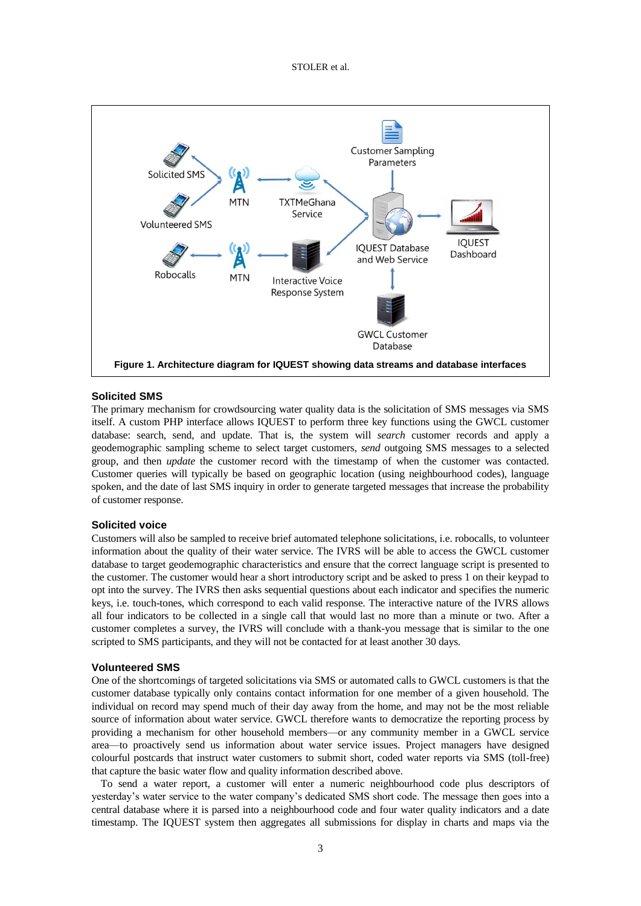**Figure 1. Architecture diagram for IQUEST showing data streams and database interfaces**

### Solicited SMS

The primary mechanism for crowdsourcing water quality data is the solicitation of SMS messages via SMS itself. A custom PHP interface allows IQUEST to perform three key functions using the GWCL customer database: search, send, and update. That is, the system will *search* customer records and apply a geodemographic sampling scheme to select target customers, *send* outgoing SMS messages to a selected group, and then *update* the customer record with the timestamp of when the customer was contacted. Customer queries will typically be based on geographic location (using neighbourhood codes), language spoken, and the date of last SMS inquiry in order to generate targeted messages that increase the probability of customer response.

### Solicited voice

Customers will also be sampled to receive brief automated telephone solicitations, i.e. robocalls, to volunteer information about the quality of their water service. The IVRS will be able to access the GWCL customer database to target geodemographic characteristics and ensure that the correct language script is presented to the customer. The customer would hear a short introductory script and be asked to press 1 on their keypad to opt into the survey. The IVRS then asks sequential questions about each indicator and specifies the numeric keys, i.e. touch-tones, which correspond to each valid response. The interactive nature of the IVRS allows all four indicators to be collected in a single call that would last no more than a minute or two. After a customer completes a survey, the IVRS will conclude with a thank-you message that is similar to the one scripted to SMS participants, and they will not be contacted for at least another 30 days.

### Volunteered SMS

One of the shortcomings of targeted solicitations via SMS or automated calls to GWCL customers is that the customer database typically only contains contact information for one member of a given household. The individual on record may spend much of their day away from the home, and may not be the most reliable source of information about water service. GWCL therefore wants to democratize the reporting process by providing a mechanism for other household members—or any community member in a GWCL service area—to proactively send us information about water service issues. Project managers have designed colourful postcards that instruct water customers to submit short, coded water reports via SMS (toll-free) that capture the basic water flow and quality information described above.

To send a water report, a customer will enter a numeric neighbourhood code plus descriptors of yesterday's water service to the water company's dedicated SMS short code. The message then goes into a central database where it is parsed into a neighbourhood code and four water quality indicators and a date timestamp. The IQUEST system then aggregates all submissions for display in charts and maps via the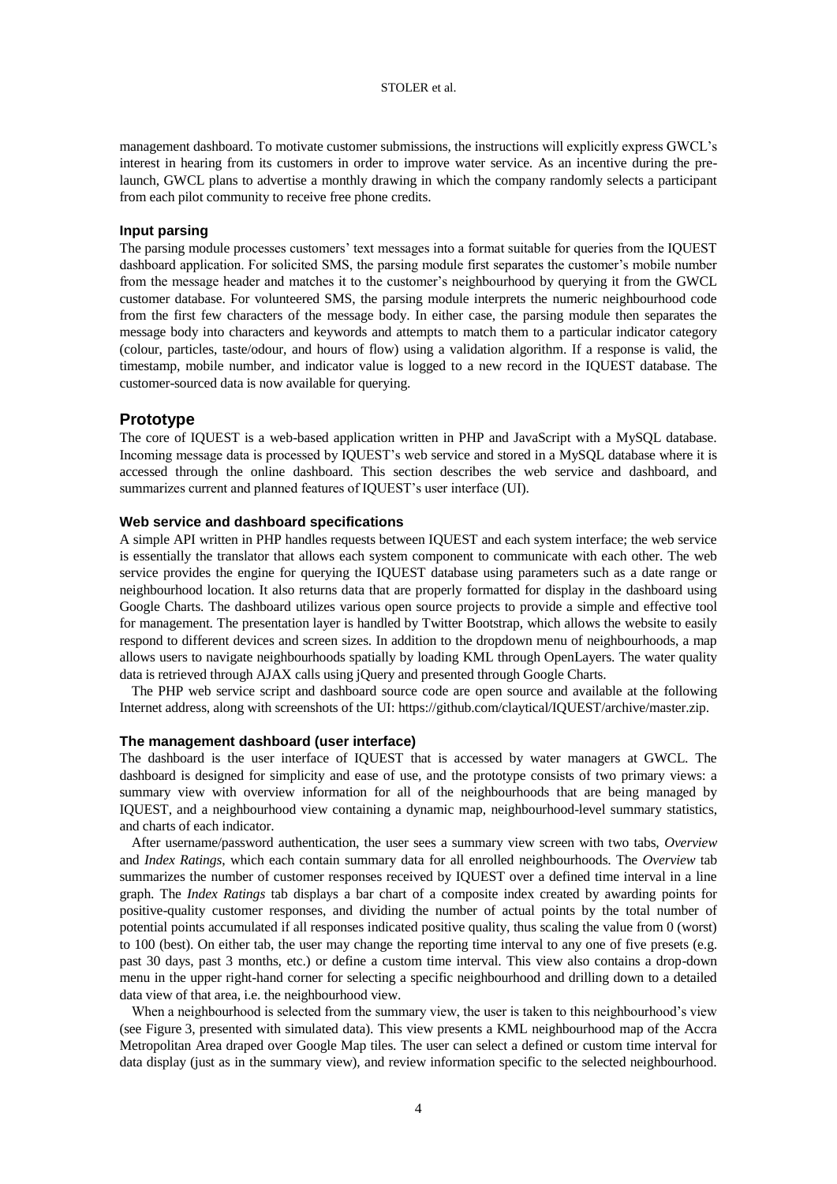management dashboard. To motivate customer submissions, the instructions will explicitly express GWCL's interest in hearing from its customers in order to improve water service. As an incentive during the pre-launch, GWCL plans to advertise a monthly drawing in which the company randomly selects a participant from each pilot community to receive free phone credits.

### Input parsing

The parsing module processes customers' text messages into a format suitable for queries from the IQUEST dashboard application. For solicited SMS, the parsing module first separates the customer's mobile number from the message header and matches it to the customer's neighbourhood by querying it from the GWCL customer database. For volunteered SMS, the parsing module interprets the numeric neighbourhood code from the first few characters of the message body. In either case, the parsing module then separates the message body into characters and keywords and attempts to match them to a particular indicator category (colour, particles, taste/odour, and hours of flow) using a validation algorithm. If a response is valid, the timestamp, mobile number, and indicator value is logged to a new record in the IQUEST database. The customer-sourced data is now available for querying.

## Prototype

The core of IQUEST is a web-based application written in PHP and JavaScript with a MySQL database. Incoming message data is processed by IQUEST's web service and stored in a MySQL database where it is accessed through the online dashboard. This section describes the web service and dashboard, and summarizes current and planned features of IQUEST's user interface (UI).

### Web service and dashboard specifications

A simple API written in PHP handles requests between IQUEST and each system interface; the web service is essentially the translator that allows each system component to communicate with each other. The web service provides the engine for querying the IQUEST database using parameters such as a date range or neighbourhood location. It also returns data that are properly formatted for display in the dashboard using Google Charts. The dashboard utilizes various open source projects to provide a simple and effective tool for management. The presentation layer is handled by Twitter Bootstrap, which allows the website to easily respond to different devices and screen sizes. In addition to the dropdown menu of neighbourhoods, a map allows users to navigate neighbourhoods spatially by loading KML through OpenLayers. The water quality data is retrieved through AJAX calls using jQuery and presented through Google Charts.

The PHP web service script and dashboard source code are open source and available at the following Internet address, along with screenshots of the UI: https://github.com/claytical/IQUEST/archive/master.zip.

### The management dashboard (user interface)

The dashboard is the user interface of IQUEST that is accessed by water managers at GWCL. The dashboard is designed for simplicity and ease of use, and the prototype consists of two primary views: a summary view with overview information for all of the neighbourhoods that are being managed by IQUEST, and a neighbourhood view containing a dynamic map, neighbourhood-level summary statistics, and charts of each indicator.

After username/password authentication, the user sees a summary view screen with two tabs, *Overview* and *Index Ratings*, which each contain summary data for all enrolled neighbourhoods. The *Overview* tab summarizes the number of customer responses received by IQUEST over a defined time interval in a line graph. The *Index Ratings* tab displays a bar chart of a composite index created by awarding points for positive-quality customer responses, and dividing the number of actual points by the total number of potential points accumulated if all responses indicated positive quality, thus scaling the value from 0 (worst) to 100 (best). On either tab, the user may change the reporting time interval to any one of five presets (e.g. past 30 days, past 3 months, etc.) or define a custom time interval. This view also contains a drop-down menu in the upper right-hand corner for selecting a specific neighbourhood and drilling down to a detailed data view of that area, i.e. the neighbourhood view.

When a neighbourhood is selected from the summary view, the user is taken to this neighbourhood's view (see Figure 3, presented with simulated data). This view presents a KML neighbourhood map of the Accra Metropolitan Area draped over Google Map tiles. The user can select a defined or custom time interval for data display (just as in the summary view), and review information specific to the selected neighbourhood.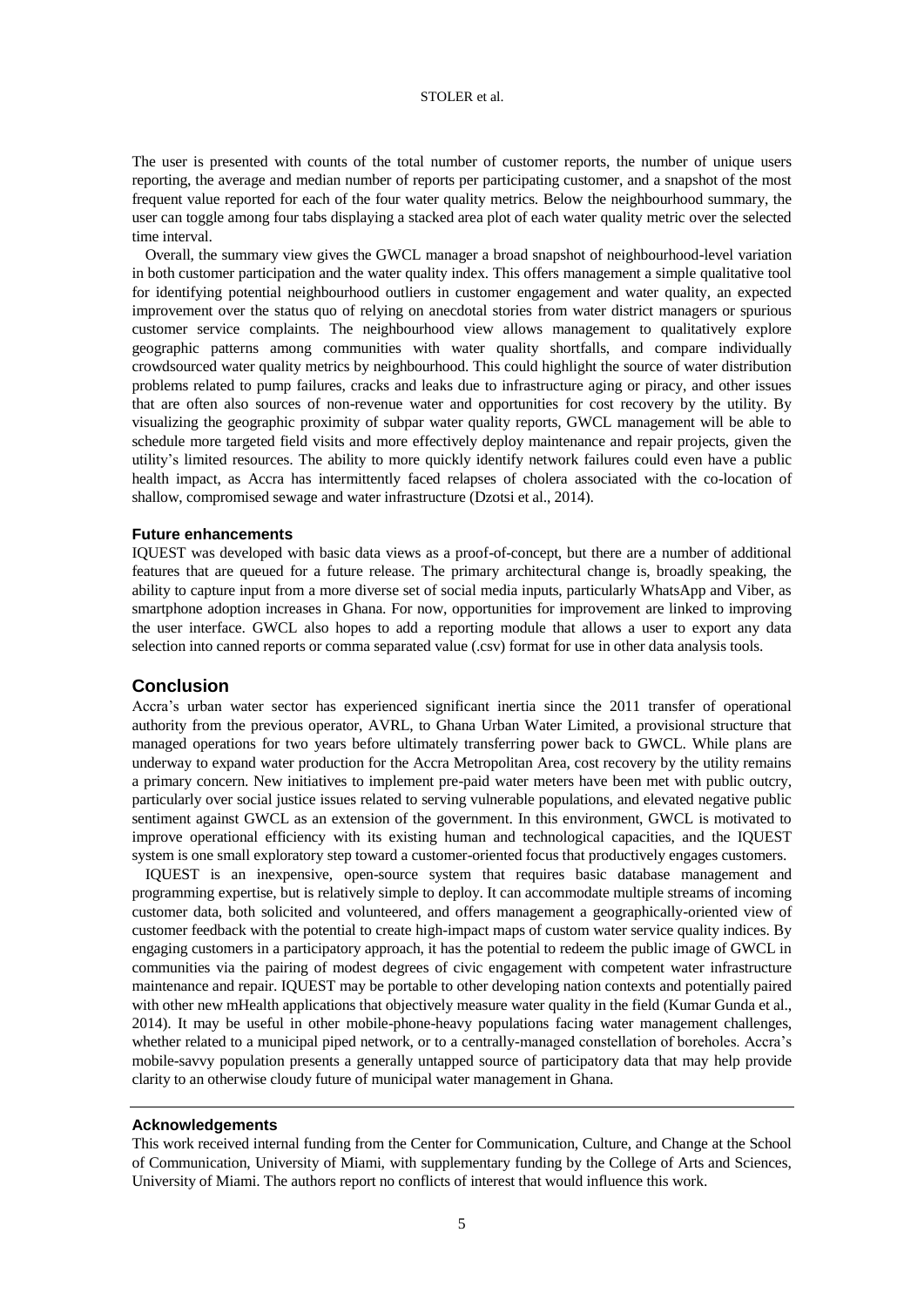The user is presented with counts of the total number of customer reports, the number of unique users reporting, the average and median number of reports per participating customer, and a snapshot of the most frequent value reported for each of the four water quality metrics. Below the neighbourhood summary, the user can toggle among four tabs displaying a stacked area plot of each water quality metric over the selected time interval.

Overall, the summary view gives the GWCL manager a broad snapshot of neighbourhood-level variation in both customer participation and the water quality index. This offers management a simple qualitative tool for identifying potential neighbourhood outliers in customer engagement and water quality, an expected improvement over the status quo of relying on anecdotal stories from water district managers or spurious customer service complaints. The neighbourhood view allows management to qualitatively explore geographic patterns among communities with water quality shortfalls, and compare individually crowdsourced water quality metrics by neighbourhood. This could highlight the source of water distribution problems related to pump failures, cracks and leaks due to infrastructure aging or piracy, and other issues that are often also sources of non-revenue water and opportunities for cost recovery by the utility. By visualizing the geographic proximity of subpar water quality reports, GWCL management will be able to schedule more targeted field visits and more effectively deploy maintenance and repair projects, given the utility's limited resources. The ability to more quickly identify network failures could even have a public health impact, as Accra has intermittently faced relapses of cholera associated with the co-location of shallow, compromised sewage and water infrastructure (Dzotsi et al., 2014).

### Future enhancements

IQUEST was developed with basic data views as a proof-of-concept, but there are a number of additional features that are queued for a future release. The primary architectural change is, broadly speaking, the ability to capture input from a more diverse set of social media inputs, particularly WhatsApp and Viber, as smartphone adoption increases in Ghana. For now, opportunities for improvement are linked to improving the user interface. GWCL also hopes to add a reporting module that allows a user to export any data selection into canned reports or comma separated value (.csv) format for use in other data analysis tools.

## Conclusion

Accra's urban water sector has experienced significant inertia since the 2011 transfer of operational authority from the previous operator, AVRL, to Ghana Urban Water Limited, a provisional structure that managed operations for two years before ultimately transferring power back to GWCL. While plans are underway to expand water production for the Accra Metropolitan Area, cost recovery by the utility remains a primary concern. New initiatives to implement pre-paid water meters have been met with public outcry, particularly over social justice issues related to serving vulnerable populations, and elevated negative public sentiment against GWCL as an extension of the government. In this environment, GWCL is motivated to improve operational efficiency with its existing human and technological capacities, and the IQUEST system is one small exploratory step toward a customer-oriented focus that productively engages customers.

IQUEST is an inexpensive, open-source system that requires basic database management and programming expertise, but is relatively simple to deploy. It can accommodate multiple streams of incoming customer data, both solicited and volunteered, and offers management a geographically-oriented view of customer feedback with the potential to create high-impact maps of custom water service quality indices. By engaging customers in a participatory approach, it has the potential to redeem the public image of GWCL in communities via the pairing of modest degrees of civic engagement with competent water infrastructure maintenance and repair. IQUEST may be portable to other developing nation contexts and potentially paired with other new mHealth applications that objectively measure water quality in the field (Kumar Gunda et al., 2014). It may be useful in other mobile-phone-heavy populations facing water management challenges, whether related to a municipal piped network, or to a centrally-managed constellation of boreholes. Accra's mobile-savvy population presents a generally untapped source of participatory data that may help provide clarity to an otherwise cloudy future of municipal water management in Ghana.

### Acknowledgements

This work received internal funding from the Center for Communication, Culture, and Change at the School of Communication, University of Miami, with supplementary funding by the College of Arts and Sciences, University of Miami. The authors report no conflicts of interest that would influence this work.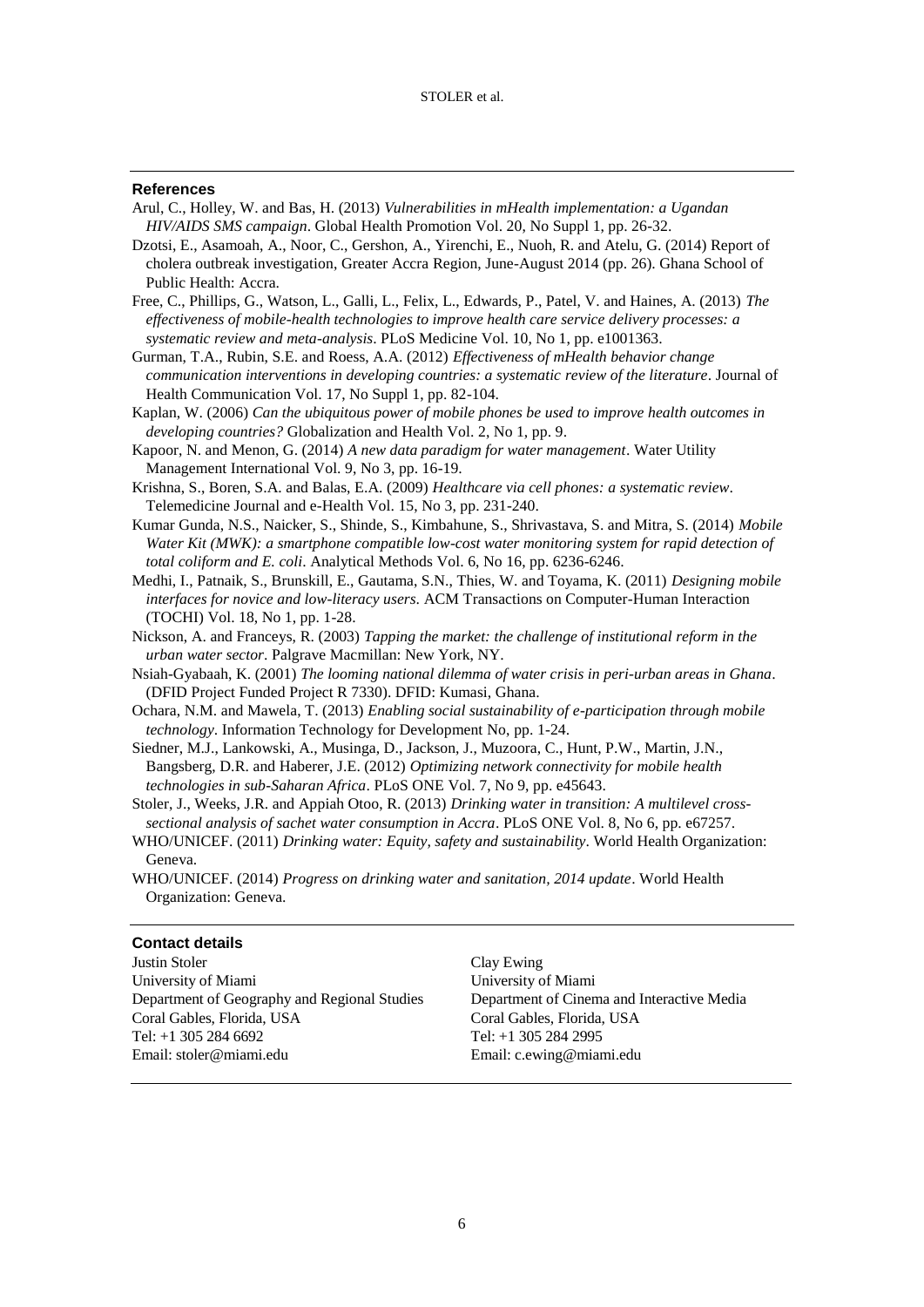## References

Arul, C., Holley, W. and Bas, H. (2013) *Vulnerabilities in mHealth implementation: a Ugandan HIV/AIDS SMS campaign*. Global Health Promotion Vol. 20, No Suppl 1, pp. 26-32.

Dzotsi, E., Asamoah, A., Noor, C., Gershon, A., Yirenchi, E., Nuoh, R. and Atelu, G. (2014) Report of cholera outbreak investigation, Greater Accra Region, June-August 2014 (pp. 26). Ghana School of Public Health: Accra.

Free, C., Phillips, G., Watson, L., Galli, L., Felix, L., Edwards, P., Patel, V. and Haines, A. (2013) *The effectiveness of mobile-health technologies to improve health care service delivery processes: a systematic review and meta-analysis*. PLoS Medicine Vol. 10, No 1, pp. e1001363.

Gurman, T.A., Rubin, S.E. and Roess, A.A. (2012) *Effectiveness of mHealth behavior change communication interventions in developing countries: a systematic review of the literature*. Journal of Health Communication Vol. 17, No Suppl 1, pp. 82-104.

Kaplan, W. (2006) *Can the ubiquitous power of mobile phones be used to improve health outcomes in developing countries?* Globalization and Health Vol. 2, No 1, pp. 9.

Kapoor, N. and Menon, G. (2014) *A new data paradigm for water management*. Water Utility Management International Vol. 9, No 3, pp. 16-19.

Krishna, S., Boren, S.A. and Balas, E.A. (2009) *Healthcare via cell phones: a systematic review*. Telemedicine Journal and e-Health Vol. 15, No 3, pp. 231-240.

Kumar Gunda, N.S., Naicker, S., Shinde, S., Kimbahune, S., Shrivastava, S. and Mitra, S. (2014) *Mobile Water Kit (MWK): a smartphone compatible low-cost water monitoring system for rapid detection of total coliform and E. coli*. Analytical Methods Vol. 6, No 16, pp. 6236-6246.

Medhi, I., Patnaik, S., Brunskill, E., Gautama, S.N., Thies, W. and Toyama, K. (2011) *Designing mobile interfaces for novice and low-literacy users*. ACM Transactions on Computer-Human Interaction (TOCHI) Vol. 18, No 1, pp. 1-28.

Nickson, A. and Franceys, R. (2003) *Tapping the market: the challenge of institutional reform in the urban water sector*. Palgrave Macmillan: New York, NY.

Nsiah-Gyabaah, K. (2001) *The looming national dilemma of water crisis in peri-urban areas in Ghana*. (DFID Project Funded Project R 7330). DFID: Kumasi, Ghana.

Ochara, N.M. and Mawela, T. (2013) *Enabling social sustainability of e-participation through mobile technology*. Information Technology for Development No, pp. 1-24.

Siedner, M.J., Lankowski, A., Musinga, D., Jackson, J., Muzoora, C., Hunt, P.W., Martin, J.N., Bangsberg, D.R. and Haberer, J.E. (2012) *Optimizing network connectivity for mobile health technologies in sub-Saharan Africa*. PLoS ONE Vol. 7, No 9, pp. e45643.

Stoler, J., Weeks, J.R. and Appiah Otoo, R. (2013) *Drinking water in transition: A multilevel cross-sectional analysis of sachet water consumption in Accra*. PLoS ONE Vol. 8, No 6, pp. e67257.

WHO/UNICEF. (2011) *Drinking water: Equity, safety and sustainability*. World Health Organization: Geneva.

WHO/UNICEF. (2014) *Progress on drinking water and sanitation, 2014 update*. World Health Organization: Geneva.

## Contact details

Justin Stoler
University of Miami
Department of Geography and Regional Studies
Coral Gables, Florida, USA
Tel: +1 305 284 6692
Email: stoler@miami.edu

Clay Ewing
University of Miami
Department of Cinema and Interactive Media
Coral Gables, Florida, USA
Tel: +1 305 284 2995
Email: c.ewing@miami.edu